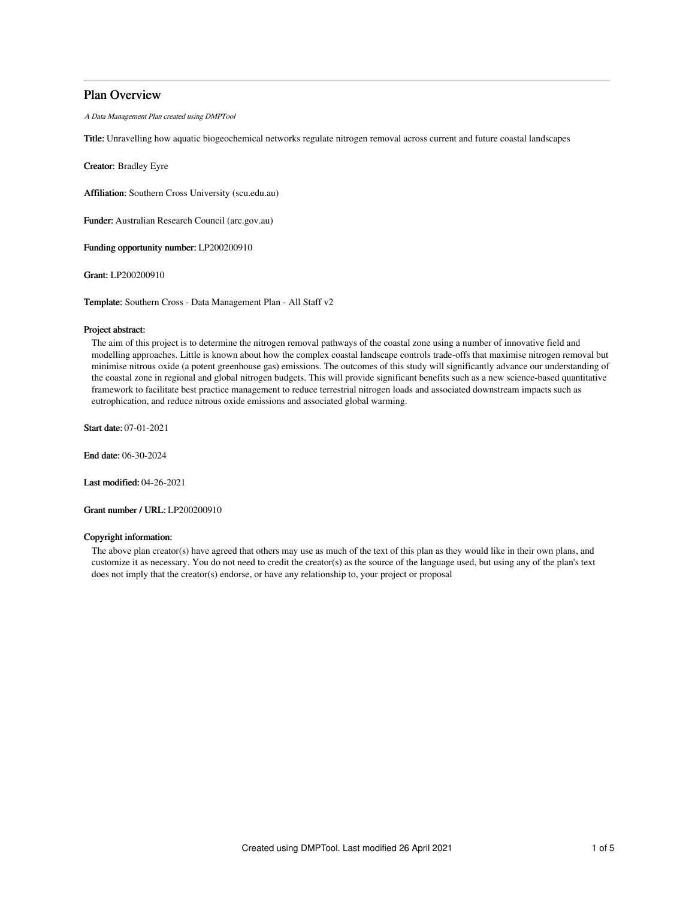# Plan Overview

*A Data Management Plan created using DMPTool*

**Title:** Unravelling how aquatic biogeochemical networks regulate nitrogen removal across current and future coastal landscapes

**Creator:** Bradley Eyre

**Affiliation:** Southern Cross University (scu.edu.au)

**Funder:** Australian Research Council (arc.gov.au)

**Funding opportunity number:** LP200200910

**Grant:** LP200200910

**Template:** Southern Cross - Data Management Plan - All Staff v2

**Project abstract:**

The aim of this project is to determine the nitrogen removal pathways of the coastal zone using a number of innovative field and modelling approaches. Little is known about how the complex coastal landscape controls trade-offs that maximise nitrogen removal but minimise nitrous oxide (a potent greenhouse gas) emissions. The outcomes of this study will significantly advance our understanding of the coastal zone in regional and global nitrogen budgets. This will provide significant benefits such as a new science-based quantitative framework to facilitate best practice management to reduce terrestrial nitrogen loads and associated downstream impacts such as eutrophication, and reduce nitrous oxide emissions and associated global warming.

**Start date:** 07-01-2021

**End date:** 06-30-2024

**Last modified:** 04-26-2021

**Grant number / URL:** LP200200910

**Copyright information:**

The above plan creator(s) have agreed that others may use as much of the text of this plan as they would like in their own plans, and customize it as necessary. You do not need to credit the creator(s) as the source of the language used, but using any of the plan's text does not imply that the creator(s) endorse, or have any relationship to, your project or proposal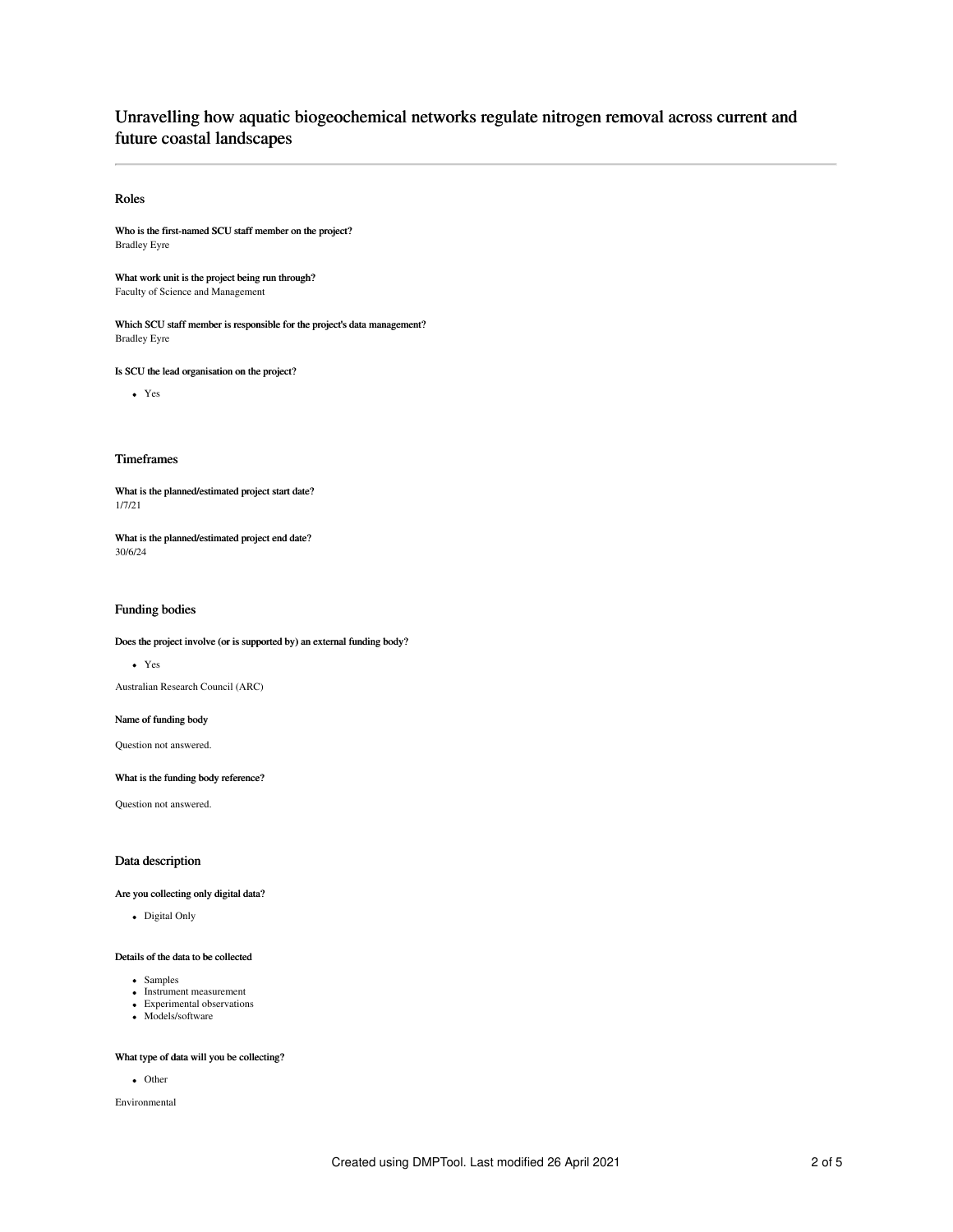# Unravelling how aquatic biogeochemical networks regulate nitrogen removal across current and future coastal landscapes

## Roles

**Who is the first-named SCU staff member on the project?**
Bradley Eyre

**What work unit is the project being run through?**
Faculty of Science and Management

**Which SCU staff member is responsible for the project's data management?**
Bradley Eyre

**Is SCU the lead organisation on the project?**

- Yes

## Timeframes

**What is the planned/estimated project start date?**
1/7/21

**What is the planned/estimated project end date?**
30/6/24

## Funding bodies

**Does the project involve (or is supported by) an external funding body?**

- Yes

Australian Research Council (ARC)

**Name of funding body**

Question not answered.

**What is the funding body reference?**

Question not answered.

## Data description

**Are you collecting only digital data?**

- Digital Only

**Details of the data to be collected**

- Samples
- Instrument measurement
- Experimental observations
- Models/software

**What type of data will you be collecting?**

- Other

Environmental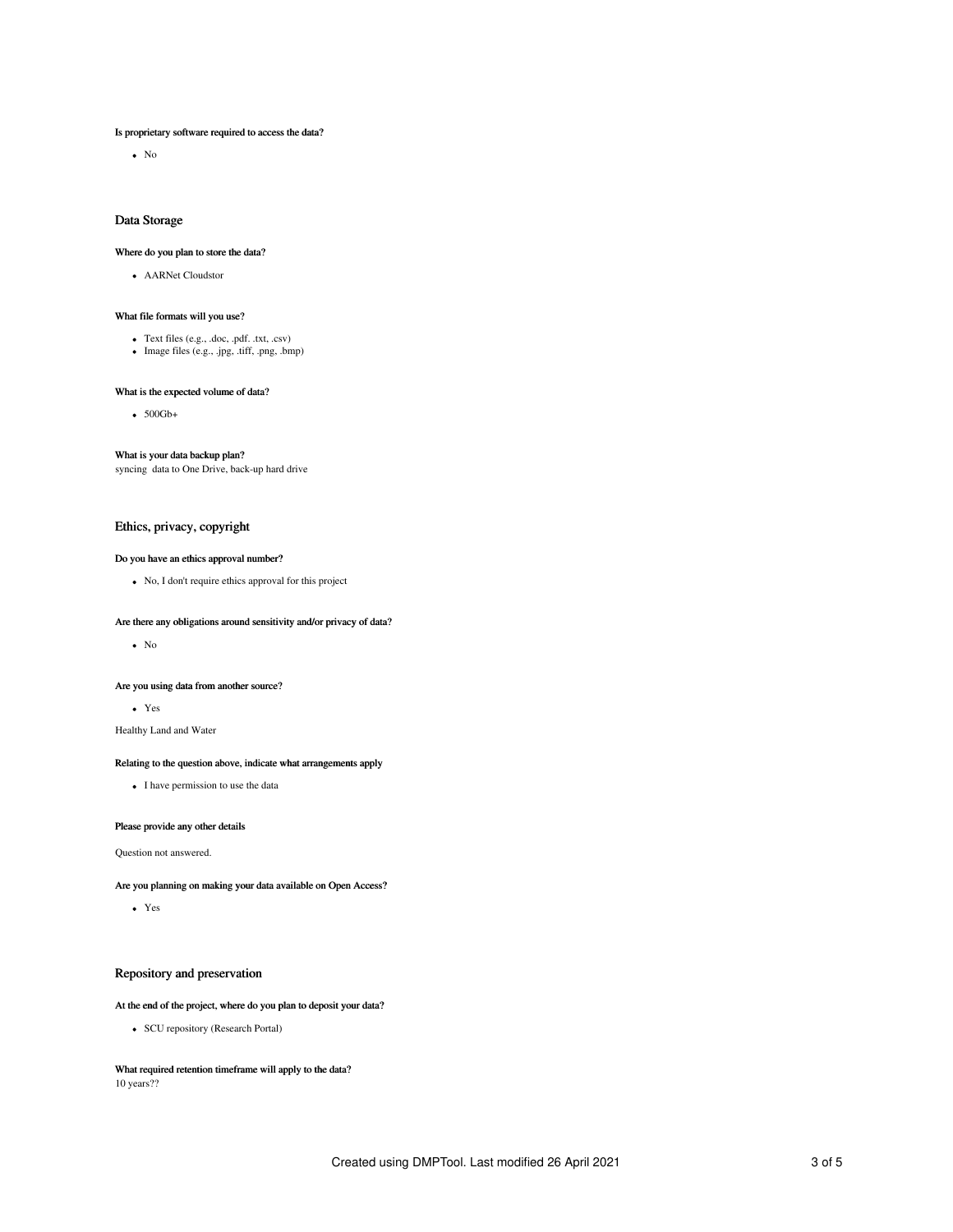**Is proprietary software required to access the data?**

- No

## Data Storage

**Where do you plan to store the data?**

- AARNet Cloudstor

**What file formats will you use?**

- Text files (e.g., .doc, .pdf. .txt, .csv)
- Image files (e.g., .jpg, .tiff, .png, .bmp)

**What is the expected volume of data?**

- 500Gb+

**What is your data backup plan?**
syncing data to One Drive, back-up hard drive

## Ethics, privacy, copyright

**Do you have an ethics approval number?**

- No, I don't require ethics approval for this project

**Are there any obligations around sensitivity and/or privacy of data?**

- No

**Are you using data from another source?**

- Yes

Healthy Land and Water

**Relating to the question above, indicate what arrangements apply**

- I have permission to use the data

**Please provide any other details**

Question not answered.

**Are you planning on making your data available on Open Access?**

- Yes

## Repository and preservation

**At the end of the project, where do you plan to deposit your data?**

- SCU repository (Research Portal)

**What required retention timeframe will apply to the data?**
10 years??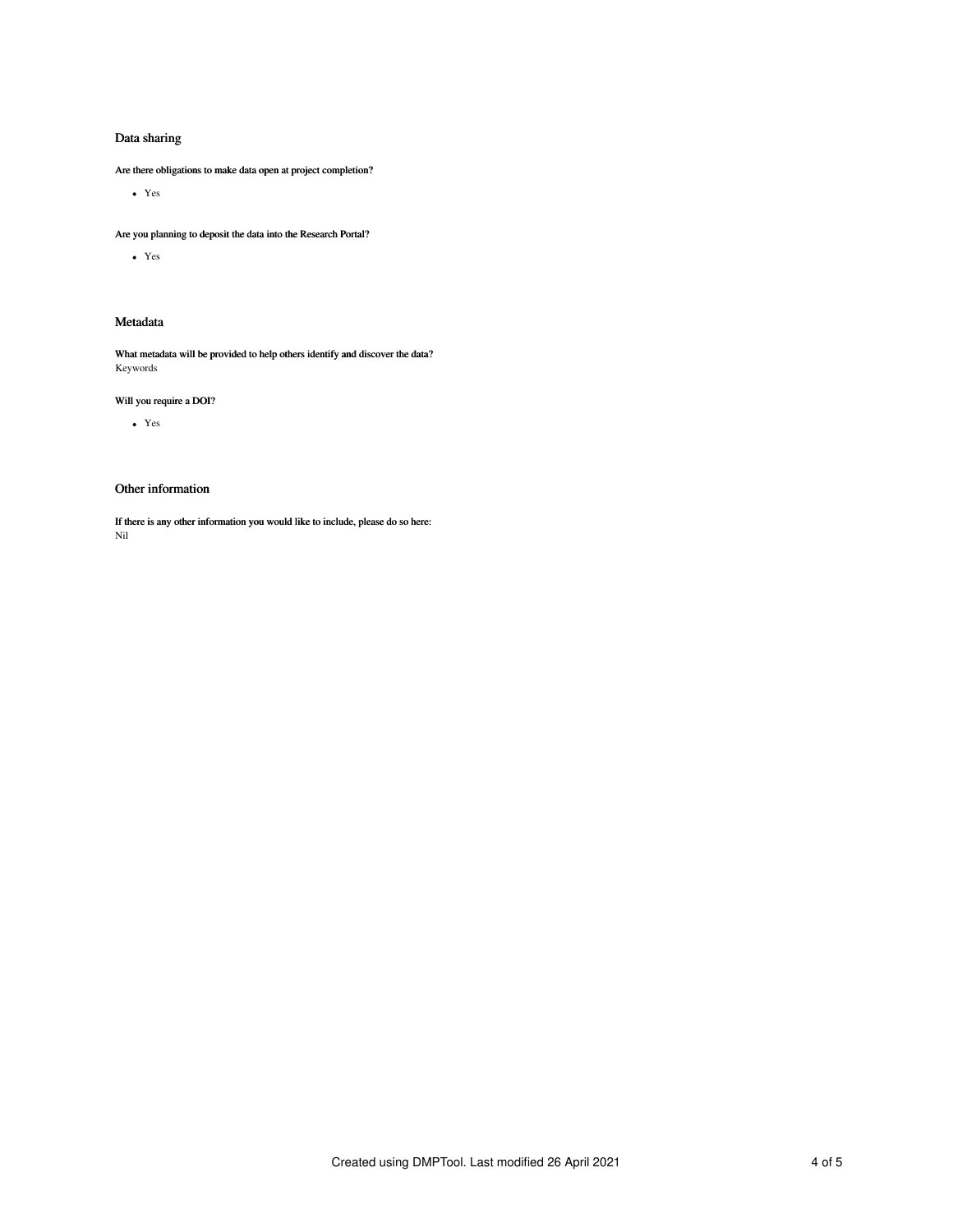## Data sharing

**Are there obligations to make data open at project completion?**

- Yes

**Are you planning to deposit the data into the Research Portal?**

- Yes

## Metadata

**What metadata will be provided to help others identify and discover the data?**
Keywords

**Will you require a DOI?**

- Yes

## Other information

**If there is any other information you would like to include, please do so here:**
Nil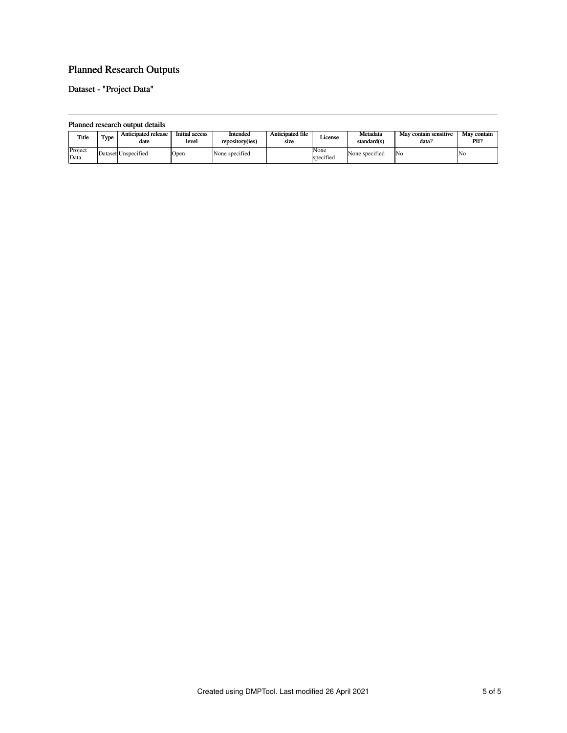## Planned Research Outputs

### Dataset - "Project Data"

---

**Planned research output details**

| Title | Type | Anticipated release date | Initial access level | Intended repository(ies) | Anticipated file size | License | Metadata standard(s) | May contain sensitive data? | May contain PII? |
|---|---|---|---|---|---|---|---|---|---|
| Project Data | Dataset | Unspecified | Open | None specified | | None specified | None specified | No | No |